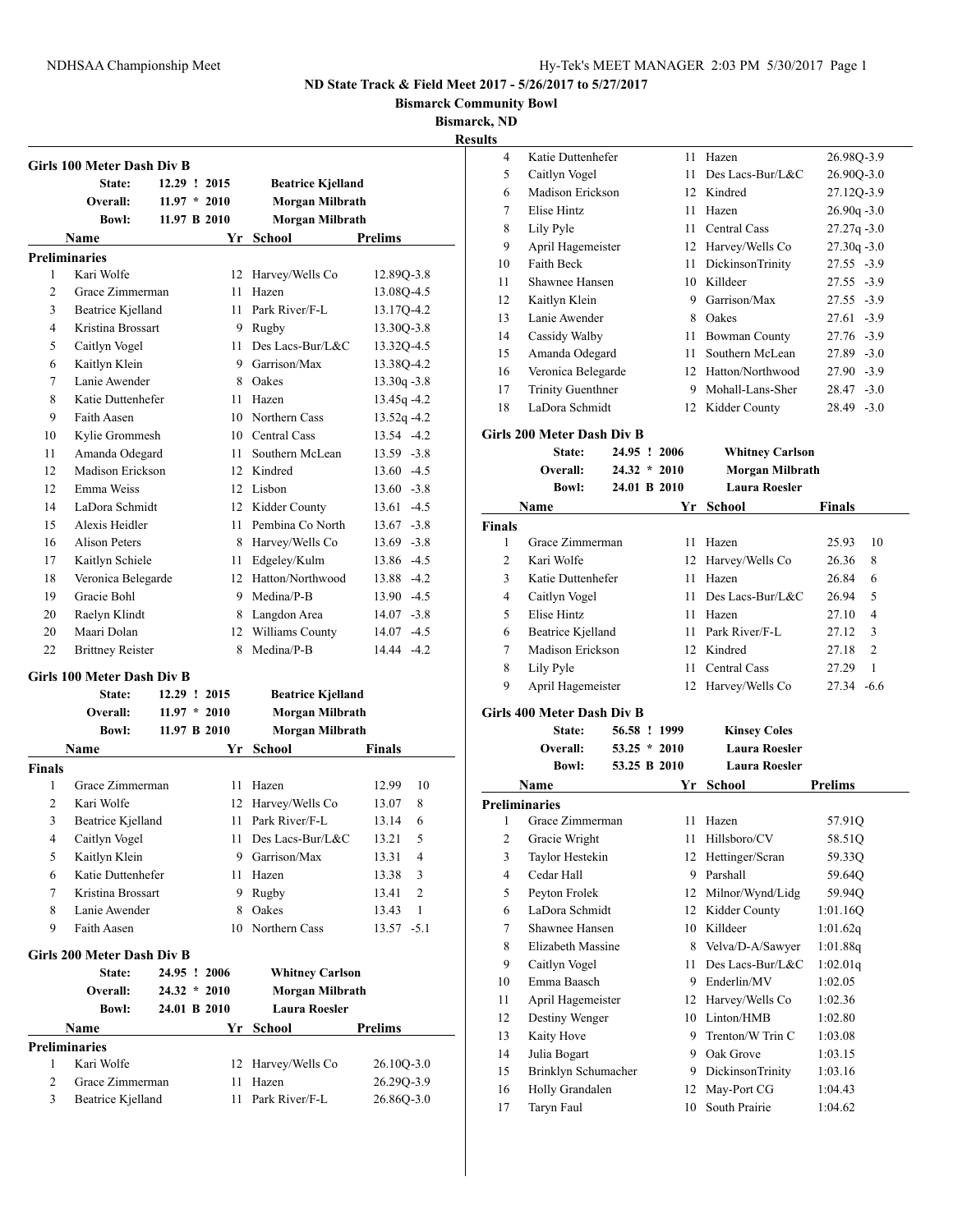**ND State Track & Field Meet 2017 - 5/26/2017 to 5/27/2017**

**Bismarck Community Bowl**

**Bismarck, ND**

**Results**

### Girls 100 Meter Dash Div B

| | | | |
|---|---|---|---|
| State: | 12.29 ! 2015 | Beatrice Kjelland | |
| Overall: | 11.97 * 2010 | Morgan Milbrath | |
| Bowl: | 11.97 B 2010 | Morgan Milbrath | |

**Preliminaries**

| | Name | Yr | School | Prelims | |
|---|---|---|---|---|---|
| 1 | Kari Wolfe | 12 | Harvey/Wells Co | 12.89Q | -3.8 |
| 2 | Grace Zimmerman | 11 | Hazen | 13.08Q | -4.5 |
| 3 | Beatrice Kjelland | 11 | Park River/F-L | 13.17Q | -4.2 |
| 4 | Kristina Brossart | 9 | Rugby | 13.30Q | -3.8 |
| 5 | Caitlyn Vogel | 11 | Des Lacs-Bur/L&C | 13.32Q | -4.5 |
| 6 | Kaitlyn Klein | 9 | Garrison/Max | 13.38Q | -4.2 |
| 7 | Lanie Awender | 8 | Oakes | 13.30q | -3.8 |
| 8 | Katie Duttenhefer | 11 | Hazen | 13.45q | -4.2 |
| 9 | Faith Aasen | 10 | Northern Cass | 13.52q | -4.2 |
| 10 | Kylie Grommesh | 10 | Central Cass | 13.54 | -4.2 |
| 11 | Amanda Odegard | 11 | Southern McLean | 13.59 | -3.8 |
| 12 | Madison Erickson | 12 | Kindred | 13.60 | -4.5 |
| 12 | Emma Weiss | 12 | Lisbon | 13.60 | -3.8 |
| 14 | LaDora Schmidt | 12 | Kidder County | 13.61 | -4.5 |
| 15 | Alexis Heidler | 11 | Pembina Co North | 13.67 | -3.8 |
| 16 | Alison Peters | 8 | Harvey/Wells Co | 13.69 | -3.8 |
| 17 | Kaitlyn Schiele | 11 | Edgeley/Kulm | 13.86 | -4.5 |
| 18 | Veronica Belegarde | 12 | Hatton/Northwood | 13.88 | -4.2 |
| 19 | Gracie Bohl | 9 | Medina/P-B | 13.90 | -4.5 |
| 20 | Raelyn Klindt | 8 | Langdon Area | 14.07 | -3.8 |
| 20 | Maari Dolan | 12 | Williams County | 14.07 | -4.5 |
| 22 | Brittney Reister | 8 | Medina/P-B | 14.44 | -4.2 |

### Girls 100 Meter Dash Div B

| | | | |
|---|---|---|---|
| State: | 12.29 ! 2015 | Beatrice Kjelland | |
| Overall: | 11.97 * 2010 | Morgan Milbrath | |
| Bowl: | 11.97 B 2010 | Morgan Milbrath | |

**Finals**

| | Name | Yr | School | Finals | |
|---|---|---|---|---|---|
| 1 | Grace Zimmerman | 11 | Hazen | 12.99 | 10 |
| 2 | Kari Wolfe | 12 | Harvey/Wells Co | 13.07 | 8 |
| 3 | Beatrice Kjelland | 11 | Park River/F-L | 13.14 | 6 |
| 4 | Caitlyn Vogel | 11 | Des Lacs-Bur/L&C | 13.21 | 5 |
| 5 | Kaitlyn Klein | 9 | Garrison/Max | 13.31 | 4 |
| 6 | Katie Duttenhefer | 11 | Hazen | 13.38 | 3 |
| 7 | Kristina Brossart | 9 | Rugby | 13.41 | 2 |
| 8 | Lanie Awender | 8 | Oakes | 13.43 | 1 |
| 9 | Faith Aasen | 10 | Northern Cass | 13.57 | -5.1 |

### Girls 200 Meter Dash Div B

| | | | |
|---|---|---|---|
| State: | 24.95 ! 2006 | Whitney Carlson | |
| Overall: | 24.32 * 2010 | Morgan Milbrath | |
| Bowl: | 24.01 B 2010 | Laura Roesler | |

**Preliminaries**

| | Name | Yr | School | Prelims | |
|---|---|---|---|---|---|
| 1 | Kari Wolfe | 12 | Harvey/Wells Co | 26.10Q | -3.0 |
| 2 | Grace Zimmerman | 11 | Hazen | 26.29Q | -3.9 |
| 3 | Beatrice Kjelland | 11 | Park River/F-L | 26.86Q | -3.0 |
| 4 | Katie Duttenhefer | 11 | Hazen | 26.98Q | -3.9 |
| 5 | Caitlyn Vogel | 11 | Des Lacs-Bur/L&C | 26.90Q | -3.0 |
| 6 | Madison Erickson | 12 | Kindred | 27.12Q | -3.9 |
| 7 | Elise Hintz | 11 | Hazen | 26.90q | -3.0 |
| 8 | Lily Pyle | 11 | Central Cass | 27.27q | -3.0 |
| 9 | April Hagemeister | 12 | Harvey/Wells Co | 27.30q | -3.0 |
| 10 | Faith Beck | 11 | DickinsonTrinity | 27.55 | -3.9 |
| 11 | Shawnee Hansen | 10 | Killdeer | 27.55 | -3.9 |
| 12 | Kaitlyn Klein | 9 | Garrison/Max | 27.55 | -3.9 |
| 13 | Lanie Awender | 8 | Oakes | 27.61 | -3.9 |
| 14 | Cassidy Walby | 11 | Bowman County | 27.76 | -3.9 |
| 15 | Amanda Odegard | 11 | Southern McLean | 27.89 | -3.0 |
| 16 | Veronica Belegarde | 12 | Hatton/Northwood | 27.90 | -3.9 |
| 17 | Trinity Guenthner | 9 | Mohall-Lans-Sher | 28.47 | -3.0 |
| 18 | LaDora Schmidt | 12 | Kidder County | 28.49 | -3.0 |

### Girls 200 Meter Dash Div B

| | | | |
|---|---|---|---|
| State: | 24.95 ! 2006 | Whitney Carlson | |
| Overall: | 24.32 * 2010 | Morgan Milbrath | |
| Bowl: | 24.01 B 2010 | Laura Roesler | |

**Finals**

| | Name | Yr | School | Finals | |
|---|---|---|---|---|---|
| 1 | Grace Zimmerman | 11 | Hazen | 25.93 | 10 |
| 2 | Kari Wolfe | 12 | Harvey/Wells Co | 26.36 | 8 |
| 3 | Katie Duttenhefer | 11 | Hazen | 26.84 | 6 |
| 4 | Caitlyn Vogel | 11 | Des Lacs-Bur/L&C | 26.94 | 5 |
| 5 | Elise Hintz | 11 | Hazen | 27.10 | 4 |
| 6 | Beatrice Kjelland | 11 | Park River/F-L | 27.12 | 3 |
| 7 | Madison Erickson | 12 | Kindred | 27.18 | 2 |
| 8 | Lily Pyle | 11 | Central Cass | 27.29 | 1 |
| 9 | April Hagemeister | 12 | Harvey/Wells Co | 27.34 | -6.6 |

### Girls 400 Meter Dash Div B

| | | | |
|---|---|---|---|
| State: | 56.58 ! 1999 | Kinsey Coles | |
| Overall: | 53.25 * 2010 | Laura Roesler | |
| Bowl: | 53.25 B 2010 | Laura Roesler | |

**Preliminaries**

| | Name | Yr | School | Prelims |
|---|---|---|---|---|
| 1 | Grace Zimmerman | 11 | Hazen | 57.91Q |
| 2 | Gracie Wright | 11 | Hillsboro/CV | 58.51Q |
| 3 | Taylor Hestekin | 12 | Hettinger/Scran | 59.33Q |
| 4 | Cedar Hall | 9 | Parshall | 59.64Q |
| 5 | Peyton Frolek | 12 | Milnor/Wynd/Lidg | 59.94Q |
| 6 | LaDora Schmidt | 12 | Kidder County | 1:01.16Q |
| 7 | Shawnee Hansen | 10 | Killdeer | 1:01.62q |
| 8 | Elizabeth Massine | 8 | Velva/D-A/Sawyer | 1:01.88q |
| 9 | Caitlyn Vogel | 11 | Des Lacs-Bur/L&C | 1:02.01q |
| 10 | Emma Baasch | 9 | Enderlin/MV | 1:02.05 |
| 11 | April Hagemeister | 12 | Harvey/Wells Co | 1:02.36 |
| 12 | Destiny Wenger | 10 | Linton/HMB | 1:02.80 |
| 13 | Kaity Hove | 9 | Trenton/W Trin C | 1:03.08 |
| 14 | Julia Bogart | 9 | Oak Grove | 1:03.15 |
| 15 | Brinklyn Schumacher | 9 | DickinsonTrinity | 1:03.16 |
| 16 | Holly Grandalen | 12 | May-Port CG | 1:04.43 |
| 17 | Taryn Faul | 10 | South Prairie | 1:04.62 |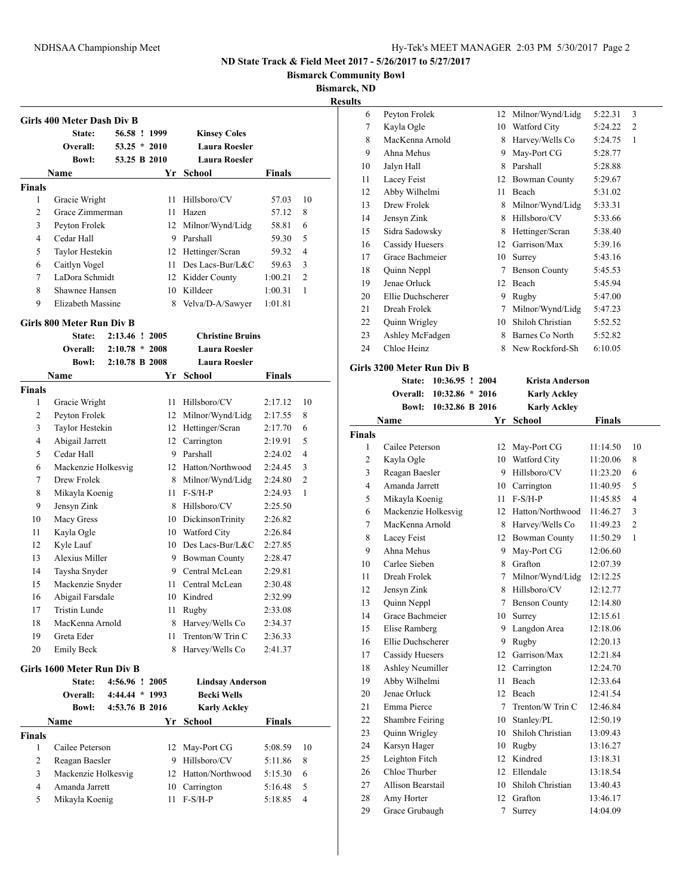## ND State Track & Field Meet 2017 - 5/26/2017 to 5/27/2017

**Bismarck Community Bowl**

**Bismarck, ND**

**Results**

### Girls 400 Meter Dash Div B

| | | | |
|---|---|---|---|
| State: | 56.58 ! 1999 | | Kinsey Coles |
| Overall: | 53.25 * 2010 | | Laura Roesler |
| Bowl: | 53.25 B 2010 | | Laura Roesler |

**Finals**

| | Name | Yr | School | Finals | |
|---|---|---|---|---|---|
| 1 | Gracie Wright | 11 | Hillsboro/CV | 57.03 | 10 |
| 2 | Grace Zimmerman | 11 | Hazen | 57.12 | 8 |
| 3 | Peyton Frolek | 12 | Milnor/Wynd/Lidg | 58.81 | 6 |
| 4 | Cedar Hall | 9 | Parshall | 59.30 | 5 |
| 5 | Taylor Hestekin | 12 | Hettinger/Scran | 59.32 | 4 |
| 6 | Caitlyn Vogel | 11 | Des Lacs-Bur/L&C | 59.63 | 3 |
| 7 | LaDora Schmidt | 12 | Kidder County | 1:00.21 | 2 |
| 8 | Shawnee Hansen | 10 | Killdeer | 1:00.31 | 1 |
| 9 | Elizabeth Massine | 8 | Velva/D-A/Sawyer | 1:01.81 | |

### Girls 800 Meter Run Div B

| | | | |
|---|---|---|---|
| State: | 2:13.46 ! 2005 | | Christine Bruins |
| Overall: | 2:10.78 * 2008 | | Laura Roesler |
| Bowl: | 2:10.78 B 2008 | | Laura Roesler |

**Finals**

| | Name | Yr | School | Finals | |
|---|---|---|---|---|---|
| 1 | Gracie Wright | 11 | Hillsboro/CV | 2:17.12 | 10 |
| 2 | Peyton Frolek | 12 | Milnor/Wynd/Lidg | 2:17.55 | 8 |
| 3 | Taylor Hestekin | 12 | Hettinger/Scran | 2:17.70 | 6 |
| 4 | Abigail Jarrett | 12 | Carrington | 2:19.91 | 5 |
| 5 | Cedar Hall | 9 | Parshall | 2:24.02 | 4 |
| 6 | Mackenzie Holkesvig | 12 | Hatton/Northwood | 2:24.45 | 3 |
| 7 | Drew Frolek | 8 | Milnor/Wynd/Lidg | 2:24.80 | 2 |
| 8 | Mikayla Koenig | 11 | F-S/H-P | 2:24.93 | 1 |
| 9 | Jensyn Zink | 8 | Hillsboro/CV | 2:25.50 | |
| 10 | Macy Gress | 10 | DickinsonTrinity | 2:26.82 | |
| 11 | Kayla Ogle | 10 | Watford City | 2:26.84 | |
| 12 | Kyle Lauf | 10 | Des Lacs-Bur/L&C | 2:27.85 | |
| 13 | Alexius Miller | 9 | Bowman County | 2:28.47 | |
| 14 | Taysha Snyder | 9 | Central McLean | 2:29.81 | |
| 15 | Mackenzie Snyder | 11 | Central McLean | 2:30.48 | |
| 16 | Abigail Farsdale | 10 | Kindred | 2:32.99 | |
| 17 | Tristin Lunde | 11 | Rugby | 2:33.08 | |
| 18 | MacKenna Arnold | 8 | Harvey/Wells Co | 2:34.37 | |
| 19 | Greta Eder | 11 | Trenton/W Trin C | 2:36.33 | |
| 20 | Emily Beck | 8 | Harvey/Wells Co | 2:41.37 | |

### Girls 1600 Meter Run Div B

| | | | |
|---|---|---|---|
| State: | 4:56.96 ! 2005 | | Lindsay Anderson |
| Overall: | 4:44.44 * 1993 | | Becki Wells |
| Bowl: | 4:53.76 B 2016 | | Karly Ackley |

**Finals**

| | Name | Yr | School | Finals | |
|---|---|---|---|---|---|
| 1 | Cailee Peterson | 12 | May-Port CG | 5:08.59 | 10 |
| 2 | Reagan Baesler | 9 | Hillsboro/CV | 5:11.86 | 8 |
| 3 | Mackenzie Holkesvig | 12 | Hatton/Northwood | 5:15.30 | 6 |
| 4 | Amanda Jarrett | 10 | Carrington | 5:16.48 | 5 |
| 5 | Mikayla Koenig | 11 | F-S/H-P | 5:18.85 | 4 |
| 6 | Peyton Frolek | 12 | Milnor/Wynd/Lidg | 5:22.31 | 3 |
| 7 | Kayla Ogle | 10 | Watford City | 5:24.22 | 2 |
| 8 | MacKenna Arnold | 8 | Harvey/Wells Co | 5:24.75 | 1 |
| 9 | Ahna Mehus | 9 | May-Port CG | 5:28.77 | |
| 10 | Jalyn Hall | 8 | Parshall | 5:28.88 | |
| 11 | Lacey Feist | 12 | Bowman County | 5:29.67 | |
| 12 | Abby Wilhelmi | 11 | Beach | 5:31.02 | |
| 13 | Drew Frolek | 8 | Milnor/Wynd/Lidg | 5:33.31 | |
| 14 | Jensyn Zink | 8 | Hillsboro/CV | 5:33.66 | |
| 15 | Sidra Sadowsky | 8 | Hettinger/Scran | 5:38.40 | |
| 16 | Cassidy Huesers | 12 | Garrison/Max | 5:39.16 | |
| 17 | Grace Bachmeier | 10 | Surrey | 5:43.16 | |
| 18 | Quinn Neppl | 7 | Benson County | 5:45.53 | |
| 19 | Jenae Orluck | 12 | Beach | 5:45.94 | |
| 20 | Ellie Duchscherer | 9 | Rugby | 5:47.00 | |
| 21 | Dreah Frolek | 7 | Milnor/Wynd/Lidg | 5:47.23 | |
| 22 | Quinn Wrigley | 10 | Shiloh Christian | 5:52.52 | |
| 23 | Ashley McFadgen | 8 | Barnes Co North | 5:52.82 | |
| 24 | Chloe Heinz | 8 | New Rockford-Sh | 6:10.05 | |

### Girls 3200 Meter Run Div B

| | | | |
|---|---|---|---|
| State: | 10:36.95 ! 2004 | | Krista Anderson |
| Overall: | 10:32.86 * 2016 | | Karly Ackley |
| Bowl: | 10:32.86 B 2016 | | Karly Ackley |

**Finals**

| | Name | Yr | School | Finals | |
|---|---|---|---|---|---|
| 1 | Cailee Peterson | 12 | May-Port CG | 11:14.50 | 10 |
| 2 | Kayla Ogle | 10 | Watford City | 11:20.06 | 8 |
| 3 | Reagan Baesler | 9 | Hillsboro/CV | 11:23.20 | 6 |
| 4 | Amanda Jarrett | 10 | Carrington | 11:40.95 | 5 |
| 5 | Mikayla Koenig | 11 | F-S/H-P | 11:45.85 | 4 |
| 6 | Mackenzie Holkesvig | 12 | Hatton/Northwood | 11:46.27 | 3 |
| 7 | MacKenna Arnold | 8 | Harvey/Wells Co | 11:49.23 | 2 |
| 8 | Lacey Feist | 12 | Bowman County | 11:50.29 | 1 |
| 9 | Ahna Mehus | 9 | May-Port CG | 12:06.60 | |
| 10 | Carlee Sieben | 8 | Grafton | 12:07.39 | |
| 11 | Dreah Frolek | 7 | Milnor/Wynd/Lidg | 12:12.25 | |
| 12 | Jensyn Zink | 8 | Hillsboro/CV | 12:12.77 | |
| 13 | Quinn Neppl | 7 | Benson County | 12:14.80 | |
| 14 | Grace Bachmeier | 10 | Surrey | 12:15.61 | |
| 15 | Elise Ramberg | 9 | Langdon Area | 12:18.06 | |
| 16 | Ellie Duchscherer | 9 | Rugby | 12:20.13 | |
| 17 | Cassidy Huesers | 12 | Garrison/Max | 12:21.84 | |
| 18 | Ashley Neumiller | 12 | Carrington | 12:24.70 | |
| 19 | Abby Wilhelmi | 11 | Beach | 12:33.64 | |
| 20 | Jenae Orluck | 12 | Beach | 12:41.54 | |
| 21 | Emma Pierce | 7 | Trenton/W Trin C | 12:46.84 | |
| 22 | Shambre Feiring | 10 | Stanley/PL | 12:50.19 | |
| 23 | Quinn Wrigley | 10 | Shiloh Christian | 13:09.43 | |
| 24 | Karsyn Hager | 10 | Rugby | 13:16.27 | |
| 25 | Leighton Fitch | 12 | Kindred | 13:18.31 | |
| 26 | Chloe Thurber | 12 | Ellendale | 13:18.54 | |
| 27 | Allison Bearstail | 10 | Shiloh Christian | 13:40.43 | |
| 28 | Amy Horter | 12 | Grafton | 13:46.17 | |
| 29 | Grace Grubaugh | 7 | Surrey | 14:04.09 | |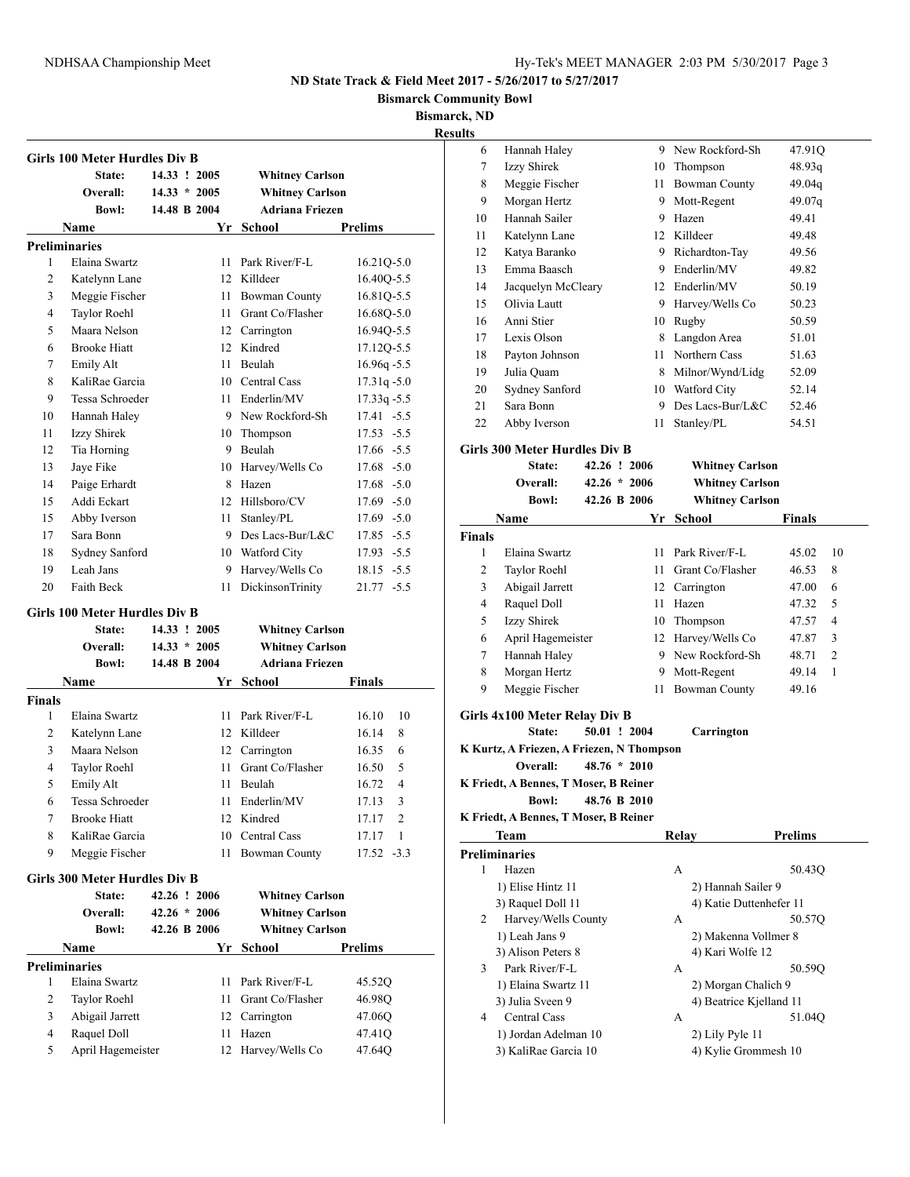**ND State Track & Field Meet 2017 - 5/26/2017 to 5/27/2017**

**Bismarck Community Bowl**

**Bismarck, ND**

**Results**

### Girls 100 Meter Hurdles Div B

| | | | |
|---|---|---|---|
| State: | 14.33 ! 2005 | Whitney Carlson | |
| Overall: | 14.33 * 2005 | Whitney Carlson | |
| Bowl: | 14.48 B 2004 | Adriana Friezen | |

**Preliminaries**

| | Name | Yr | School | Prelims | |
|---|---|---|---|---|---|
| 1 | Elaina Swartz | 11 | Park River/F-L | 16.21Q | -5.0 |
| 2 | Katelynn Lane | 12 | Killdeer | 16.40Q | -5.5 |
| 3 | Meggie Fischer | 11 | Bowman County | 16.81Q | -5.5 |
| 4 | Taylor Roehl | 11 | Grant Co/Flasher | 16.68Q | -5.0 |
| 5 | Maara Nelson | 12 | Carrington | 16.94Q | -5.5 |
| 6 | Brooke Hiatt | 12 | Kindred | 17.12Q | -5.5 |
| 7 | Emily Alt | 11 | Beulah | 16.96q | -5.5 |
| 8 | KaliRae Garcia | 10 | Central Cass | 17.31q | -5.0 |
| 9 | Tessa Schroeder | 11 | Enderlin/MV | 17.33q | -5.5 |
| 10 | Hannah Haley | 9 | New Rockford-Sh | 17.41 | -5.5 |
| 11 | Izzy Shirek | 10 | Thompson | 17.53 | -5.5 |
| 12 | Tia Horning | 9 | Beulah | 17.66 | -5.5 |
| 13 | Jaye Fike | 10 | Harvey/Wells Co | 17.68 | -5.0 |
| 14 | Paige Erhardt | 8 | Hazen | 17.68 | -5.0 |
| 15 | Addi Eckart | 12 | Hillsboro/CV | 17.69 | -5.0 |
| 15 | Abby Iverson | 11 | Stanley/PL | 17.69 | -5.0 |
| 17 | Sara Bonn | 9 | Des Lacs-Bur/L&C | 17.85 | -5.5 |
| 18 | Sydney Sanford | 10 | Watford City | 17.93 | -5.5 |
| 19 | Leah Jans | 9 | Harvey/Wells Co | 18.15 | -5.5 |
| 20 | Faith Beck | 11 | DickinsonTrinity | 21.77 | -5.5 |

### Girls 100 Meter Hurdles Div B

| | | | |
|---|---|---|---|
| State: | 14.33 ! 2005 | Whitney Carlson | |
| Overall: | 14.33 * 2005 | Whitney Carlson | |
| Bowl: | 14.48 B 2004 | Adriana Friezen | |

**Finals**

| | Name | Yr | School | Finals | |
|---|---|---|---|---|---|
| 1 | Elaina Swartz | 11 | Park River/F-L | 16.10 | 10 |
| 2 | Katelynn Lane | 12 | Killdeer | 16.14 | 8 |
| 3 | Maara Nelson | 12 | Carrington | 16.35 | 6 |
| 4 | Taylor Roehl | 11 | Grant Co/Flasher | 16.50 | 5 |
| 5 | Emily Alt | 11 | Beulah | 16.72 | 4 |
| 6 | Tessa Schroeder | 11 | Enderlin/MV | 17.13 | 3 |
| 7 | Brooke Hiatt | 12 | Kindred | 17.17 | 2 |
| 8 | KaliRae Garcia | 10 | Central Cass | 17.17 | 1 |
| 9 | Meggie Fischer | 11 | Bowman County | 17.52 | -3.3 |

### Girls 300 Meter Hurdles Div B

| | | | |
|---|---|---|---|
| State: | 42.26 ! 2006 | Whitney Carlson | |
| Overall: | 42.26 * 2006 | Whitney Carlson | |
| Bowl: | 42.26 B 2006 | Whitney Carlson | |

**Preliminaries**

| | Name | Yr | School | Prelims |
|---|---|---|---|---|
| 1 | Elaina Swartz | 11 | Park River/F-L | 45.52Q |
| 2 | Taylor Roehl | 11 | Grant Co/Flasher | 46.98Q |
| 3 | Abigail Jarrett | 12 | Carrington | 47.06Q |
| 4 | Raquel Doll | 11 | Hazen | 47.41Q |
| 5 | April Hagemeister | 12 | Harvey/Wells Co | 47.64Q |
| 6 | Hannah Haley | 9 | New Rockford-Sh | 47.91Q |
| 7 | Izzy Shirek | 10 | Thompson | 48.93q |
| 8 | Meggie Fischer | 11 | Bowman County | 49.04q |
| 9 | Morgan Hertz | 9 | Mott-Regent | 49.07q |
| 10 | Hannah Sailer | 9 | Hazen | 49.41 |
| 11 | Katelynn Lane | 12 | Killdeer | 49.48 |
| 12 | Katya Baranko | 9 | Richardton-Tay | 49.56 |
| 13 | Emma Baasch | 9 | Enderlin/MV | 49.82 |
| 14 | Jacquelyn McCleary | 12 | Enderlin/MV | 50.19 |
| 15 | Olivia Lautt | 9 | Harvey/Wells Co | 50.23 |
| 16 | Anni Stier | 10 | Rugby | 50.59 |
| 17 | Lexis Olson | 8 | Langdon Area | 51.01 |
| 18 | Payton Johnson | 11 | Northern Cass | 51.63 |
| 19 | Julia Quam | 8 | Milnor/Wynd/Lidg | 52.09 |
| 20 | Sydney Sanford | 10 | Watford City | 52.14 |
| 21 | Sara Bonn | 9 | Des Lacs-Bur/L&C | 52.46 |
| 22 | Abby Iverson | 11 | Stanley/PL | 54.51 |

### Girls 300 Meter Hurdles Div B

| | | | |
|---|---|---|---|
| State: | 42.26 ! 2006 | Whitney Carlson | |
| Overall: | 42.26 * 2006 | Whitney Carlson | |
| Bowl: | 42.26 B 2006 | Whitney Carlson | |

**Finals**

| | Name | Yr | School | Finals | |
|---|---|---|---|---|---|
| 1 | Elaina Swartz | 11 | Park River/F-L | 45.02 | 10 |
| 2 | Taylor Roehl | 11 | Grant Co/Flasher | 46.53 | 8 |
| 3 | Abigail Jarrett | 12 | Carrington | 47.00 | 6 |
| 4 | Raquel Doll | 11 | Hazen | 47.32 | 5 |
| 5 | Izzy Shirek | 10 | Thompson | 47.57 | 4 |
| 6 | April Hagemeister | 12 | Harvey/Wells Co | 47.87 | 3 |
| 7 | Hannah Haley | 9 | New Rockford-Sh | 48.71 | 2 |
| 8 | Morgan Hertz | 9 | Mott-Regent | 49.14 | 1 |
| 9 | Meggie Fischer | 11 | Bowman County | 49.16 | |

### Girls 4x100 Meter Relay Div B

**State:** 50.01 ! 2004 **Carrington**
K Kurtz, A Friezen, A Friezen, N Thompson

**Overall:** 48.76 * 2010
K Friedt, A Bennes, T Moser, B Reiner

**Bowl:** 48.76 B 2010
K Friedt, A Bennes, T Moser, B Reiner

**Preliminaries**

| | Team | Relay | Prelims |
|---|---|---|---|
| 1 | Hazen | A | 50.43Q |
| | 1) Elise Hintz 11 | 2) Hannah Sailer 9 | |
| | 3) Raquel Doll 11 | 4) Katie Duttenhefer 11 | |
| 2 | Harvey/Wells County | A | 50.57Q |
| | 1) Leah Jans 9 | 2) Makenna Vollmer 8 | |
| | 3) Alison Peters 8 | 4) Kari Wolfe 12 | |
| 3 | Park River/F-L | A | 50.59Q |
| | 1) Elaina Swartz 11 | 2) Morgan Chalich 9 | |
| | 3) Julia Sveen 9 | 4) Beatrice Kjelland 11 | |
| 4 | Central Cass | A | 51.04Q |
| | 1) Jordan Adelman 10 | 2) Lily Pyle 11 | |
| | 3) KaliRae Garcia 10 | 4) Kylie Grommesh 10 | |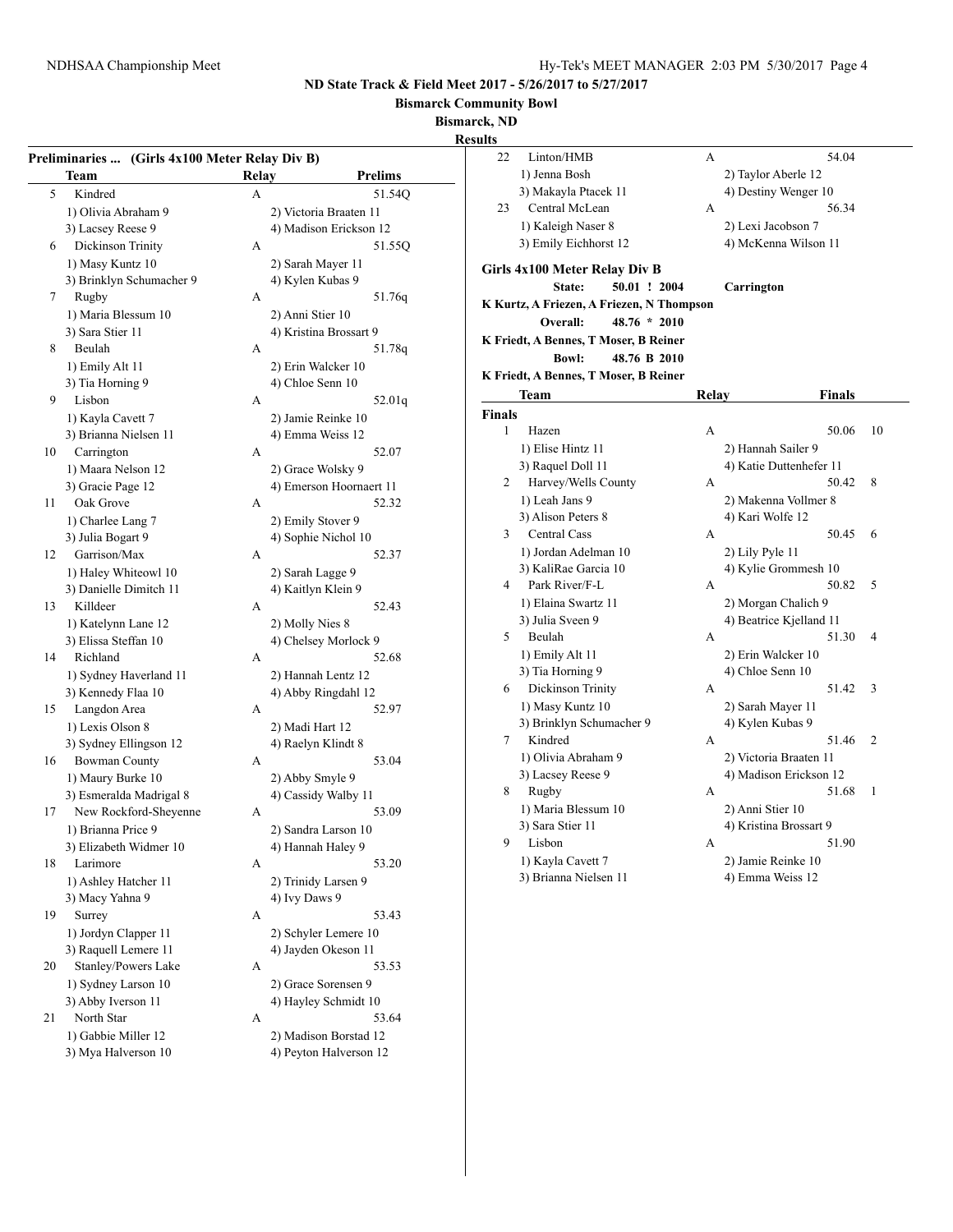**ND State Track & Field Meet 2017 - 5/26/2017 to 5/27/2017**

**Bismarck Community Bowl**

**Bismarck, ND**

**Results**

**Preliminaries ... (Girls 4x100 Meter Relay Div B)**

| | Team | Relay | Prelims |
|---|---|---|---|
| 5 | Kindred | A | 51.54Q |
| | 1) Olivia Abraham 9 | 2) Victoria Braaten 11 | |
| | 3) Lacsey Reese 9 | 4) Madison Erickson 12 | |
| 6 | Dickinson Trinity | A | 51.55Q |
| | 1) Masy Kuntz 10 | 2) Sarah Mayer 11 | |
| | 3) Brinklyn Schumacher 9 | 4) Kylen Kubas 9 | |
| 7 | Rugby | A | 51.76q |
| | 1) Maria Blessum 10 | 2) Anni Stier 10 | |
| | 3) Sara Stier 11 | 4) Kristina Brossart 9 | |
| 8 | Beulah | A | 51.78q |
| | 1) Emily Alt 11 | 2) Erin Walcker 10 | |
| | 3) Tia Horning 9 | 4) Chloe Senn 10 | |
| 9 | Lisbon | A | 52.01q |
| | 1) Kayla Cavett 7 | 2) Jamie Reinke 10 | |
| | 3) Brianna Nielsen 11 | 4) Emma Weiss 12 | |
| 10 | Carrington | A | 52.07 |
| | 1) Maara Nelson 12 | 2) Grace Wolsky 9 | |
| | 3) Gracie Page 12 | 4) Emerson Hoornaert 11 | |
| 11 | Oak Grove | A | 52.32 |
| | 1) Charlee Lang 7 | 2) Emily Stover 9 | |
| | 3) Julia Bogart 9 | 4) Sophie Nichol 10 | |
| 12 | Garrison/Max | A | 52.37 |
| | 1) Haley Whiteowl 10 | 2) Sarah Lagge 9 | |
| | 3) Danielle Dimitch 11 | 4) Kaitlyn Klein 9 | |
| 13 | Killdeer | A | 52.43 |
| | 1) Katelynn Lane 12 | 2) Molly Nies 8 | |
| | 3) Elissa Steffan 10 | 4) Chelsey Morlock 9 | |
| 14 | Richland | A | 52.68 |
| | 1) Sydney Haverland 11 | 2) Hannah Lentz 12 | |
| | 3) Kennedy Flaa 10 | 4) Abby Ringdahl 12 | |
| 15 | Langdon Area | A | 52.97 |
| | 1) Lexis Olson 8 | 2) Madi Hart 12 | |
| | 3) Sydney Ellingson 12 | 4) Raelyn Klindt 8 | |
| 16 | Bowman County | A | 53.04 |
| | 1) Maury Burke 10 | 2) Abby Smyle 9 | |
| | 3) Esmeralda Madrigal 8 | 4) Cassidy Walby 11 | |
| 17 | New Rockford-Sheyenne | A | 53.09 |
| | 1) Brianna Price 9 | 2) Sandra Larson 10 | |
| | 3) Elizabeth Widmer 10 | 4) Hannah Haley 9 | |
| 18 | Larimore | A | 53.20 |
| | 1) Ashley Hatcher 11 | 2) Trinidy Larsen 9 | |
| | 3) Macy Yahna 9 | 4) Ivy Daws 9 | |
| 19 | Surrey | A | 53.43 |
| | 1) Jordyn Clapper 11 | 2) Schyler Lemere 10 | |
| | 3) Raquell Lemere 11 | 4) Jayden Okeson 11 | |
| 20 | Stanley/Powers Lake | A | 53.53 |
| | 1) Sydney Larson 10 | 2) Grace Sorensen 9 | |
| | 3) Abby Iverson 11 | 4) Hayley Schmidt 10 | |
| 21 | North Star | A | 53.64 |
| | 1) Gabbie Miller 12 | 2) Madison Borstad 12 | |
| | 3) Mya Halverson 10 | 4) Peyton Halverson 12 | |
| 22 | Linton/HMB | A | 54.04 |
| | 1) Jenna Bosh | 2) Taylor Aberle 12 | |
| | 3) Makayla Ptacek 11 | 4) Destiny Wenger 10 | |
| 23 | Central McLean | A | 56.34 |
| | 1) Kaleigh Naser 8 | 2) Lexi Jacobson 7 | |
| | 3) Emily Eichhorst 12 | 4) McKenna Wilson 11 | |

**Girls 4x100 Meter Relay Div B**

State: 50.01 ! 2004 Carrington
K Kurtz, A Friezen, A Friezen, N Thompson

Overall: 48.76 * 2010
K Friedt, A Bennes, T Moser, B Reiner

Bowl: 48.76 B 2010
K Friedt, A Bennes, T Moser, B Reiner

**Finals**

| | Team | Relay | Finals | |
|---|---|---|---|---|
| 1 | Hazen | A | 50.06 | 10 |
| | 1) Elise Hintz 11 | 2) Hannah Sailer 9 | | |
| | 3) Raquel Doll 11 | 4) Katie Duttenhefer 11 | | |
| 2 | Harvey/Wells County | A | 50.42 | 8 |
| | 1) Leah Jans 9 | 2) Makenna Vollmer 8 | | |
| | 3) Alison Peters 8 | 4) Kari Wolfe 12 | | |
| 3 | Central Cass | A | 50.45 | 6 |
| | 1) Jordan Adelman 10 | 2) Lily Pyle 11 | | |
| | 3) KaliRae Garcia 10 | 4) Kylie Grommesh 10 | | |
| 4 | Park River/F-L | A | 50.82 | 5 |
| | 1) Elaina Swartz 11 | 2) Morgan Chalich 9 | | |
| | 3) Julia Sveen 9 | 4) Beatrice Kjelland 11 | | |
| 5 | Beulah | A | 51.30 | 4 |
| | 1) Emily Alt 11 | 2) Erin Walcker 10 | | |
| | 3) Tia Horning 9 | 4) Chloe Senn 10 | | |
| 6 | Dickinson Trinity | A | 51.42 | 3 |
| | 1) Masy Kuntz 10 | 2) Sarah Mayer 11 | | |
| | 3) Brinklyn Schumacher 9 | 4) Kylen Kubas 9 | | |
| 7 | Kindred | A | 51.46 | 2 |
| | 1) Olivia Abraham 9 | 2) Victoria Braaten 11 | | |
| | 3) Lacsey Reese 9 | 4) Madison Erickson 12 | | |
| 8 | Rugby | A | 51.68 | 1 |
| | 1) Maria Blessum 10 | 2) Anni Stier 10 | | |
| | 3) Sara Stier 11 | 4) Kristina Brossart 9 | | |
| 9 | Lisbon | A | 51.90 | |
| | 1) Kayla Cavett 7 | 2) Jamie Reinke 10 | | |
| | 3) Brianna Nielsen 11 | 4) Emma Weiss 12 | | |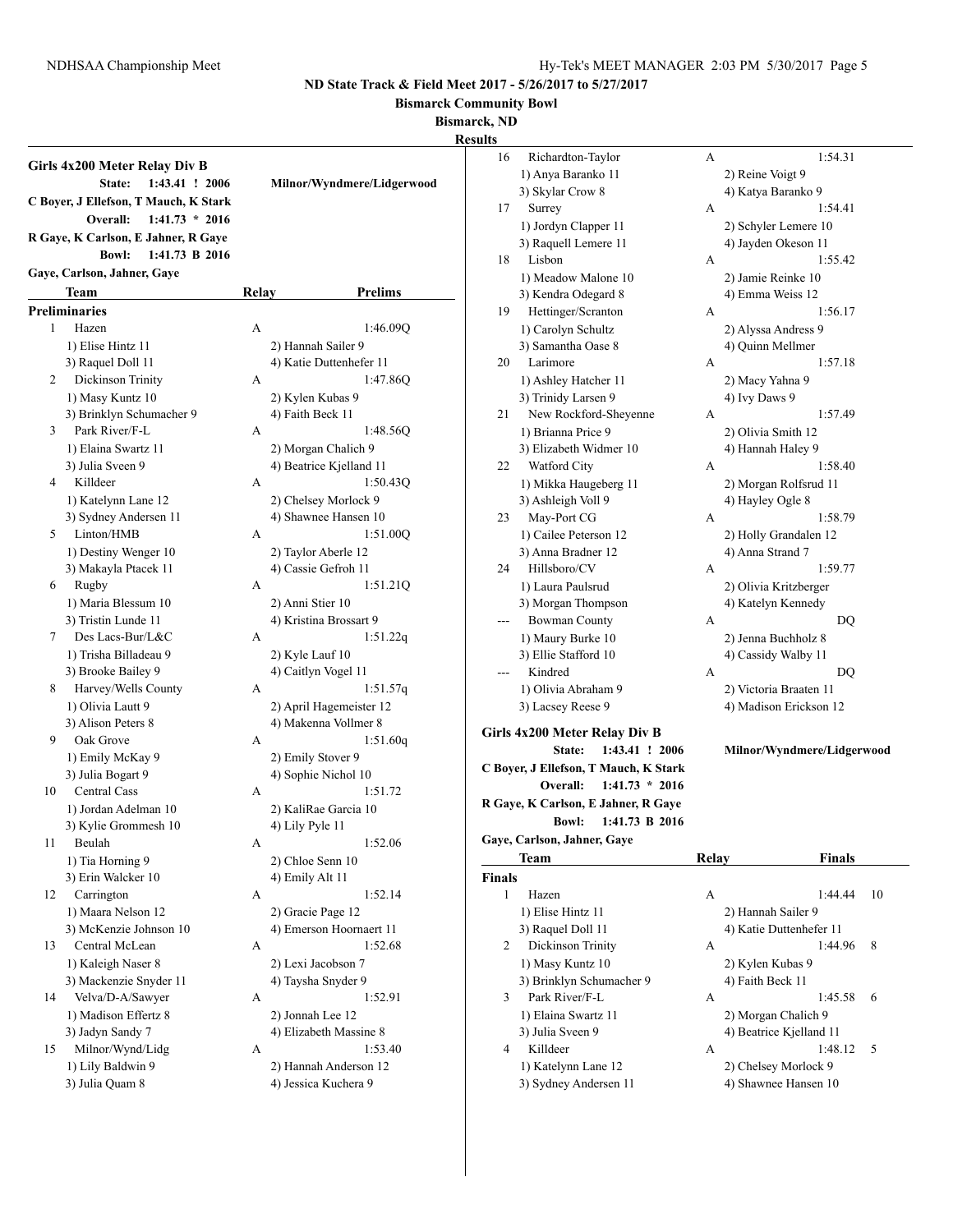**ND State Track & Field Meet 2017 - 5/26/2017 to 5/27/2017**

**Bismarck Community Bowl**

**Bismarck, ND**

**Results**

### Girls 4x200 Meter Relay Div B

State: 1:43.41 ! 2006 Milnor/Wyndmere/Lidgerwood
C Boyer, J Ellefson, T Mauch, K Stark

Overall: 1:41.73 * 2016
R Gaye, K Carlson, E Jahner, R Gaye

Bowl: 1:41.73 B 2016
Gaye, Carlson, Jahner, Gaye

**Preliminaries**

| | Team | Relay | Prelims |
|---|---|---|---|
| 1 | Hazen | A | 1:46.09Q |
| | 1) Elise Hintz 11 | 2) Hannah Sailer 9 | |
| | 3) Raquel Doll 11 | 4) Katie Duttenhefer 11 | |
| 2 | Dickinson Trinity | A | 1:47.86Q |
| | 1) Masy Kuntz 10 | 2) Kylen Kubas 9 | |
| | 3) Brinklyn Schumacher 9 | 4) Faith Beck 11 | |
| 3 | Park River/F-L | A | 1:48.56Q |
| | 1) Elaina Swartz 11 | 2) Morgan Chalich 9 | |
| | 3) Julia Sveen 9 | 4) Beatrice Kjelland 11 | |
| 4 | Killdeer | A | 1:50.43Q |
| | 1) Katelynn Lane 12 | 2) Chelsey Morlock 9 | |
| | 3) Sydney Andersen 11 | 4) Shawnee Hansen 10 | |
| 5 | Linton/HMB | A | 1:51.00Q |
| | 1) Destiny Wenger 10 | 2) Taylor Aberle 12 | |
| | 3) Makayla Ptacek 11 | 4) Cassie Gefroh 11 | |
| 6 | Rugby | A | 1:51.21Q |
| | 1) Maria Blessum 10 | 2) Anni Stier 10 | |
| | 3) Tristin Lunde 11 | 4) Kristina Brossart 9 | |
| 7 | Des Lacs-Bur/L&C | A | 1:51.22q |
| | 1) Trisha Billadeau 9 | 2) Kyle Lauf 10 | |
| | 3) Brooke Bailey 9 | 4) Caitlyn Vogel 11 | |
| 8 | Harvey/Wells County | A | 1:51.57q |
| | 1) Olivia Lautt 9 | 2) April Hagemeister 12 | |
| | 3) Alison Peters 8 | 4) Makenna Vollmer 8 | |
| 9 | Oak Grove | A | 1:51.60q |
| | 1) Emily McKay 9 | 2) Emily Stover 9 | |
| | 3) Julia Bogart 9 | 4) Sophie Nichol 10 | |
| 10 | Central Cass | A | 1:51.72 |
| | 1) Jordan Adelman 10 | 2) KaliRae Garcia 10 | |
| | 3) Kylie Grommesh 10 | 4) Lily Pyle 11 | |
| 11 | Beulah | A | 1:52.06 |
| | 1) Tia Horning 9 | 2) Chloe Senn 10 | |
| | 3) Erin Walcker 10 | 4) Emily Alt 11 | |
| 12 | Carrington | A | 1:52.14 |
| | 1) Maara Nelson 12 | 2) Gracie Page 12 | |
| | 3) McKenzie Johnson 10 | 4) Emerson Hoornaert 11 | |
| 13 | Central McLean | A | 1:52.68 |
| | 1) Kaleigh Naser 8 | 2) Lexi Jacobson 7 | |
| | 3) Mackenzie Snyder 11 | 4) Taysha Snyder 9 | |
| 14 | Velva/D-A/Sawyer | A | 1:52.91 |
| | 1) Madison Effertz 8 | 2) Jonnah Lee 12 | |
| | 3) Jadyn Sandy 7 | 4) Elizabeth Massine 8 | |
| 15 | Milnor/Wynd/Lidg | A | 1:53.40 |
| | 1) Lily Baldwin 9 | 2) Hannah Anderson 12 | |
| | 3) Julia Quam 8 | 4) Jessica Kuchera 9 | |
| 16 | Richardton-Taylor | A | 1:54.31 |
| | 1) Anya Baranko 11 | 2) Reine Voigt 9 | |
| | 3) Skylar Crow 8 | 4) Katya Baranko 9 | |
| 17 | Surrey | A | 1:54.41 |
| | 1) Jordyn Clapper 11 | 2) Schyler Lemere 10 | |
| | 3) Raquell Lemere 11 | 4) Jayden Okeson 11 | |
| 18 | Lisbon | A | 1:55.42 |
| | 1) Meadow Malone 10 | 2) Jamie Reinke 10 | |
| | 3) Kendra Odegard 8 | 4) Emma Weiss 12 | |
| 19 | Hettinger/Scranton | A | 1:56.17 |
| | 1) Carolyn Schultz | 2) Alyssa Andress 9 | |
| | 3) Samantha Oase 8 | 4) Quinn Mellmer | |
| 20 | Larimore | A | 1:57.18 |
| | 1) Ashley Hatcher 11 | 2) Macy Yahna 9 | |
| | 3) Trinidy Larsen 9 | 4) Ivy Daws 9 | |
| 21 | New Rockford-Sheyenne | A | 1:57.49 |
| | 1) Brianna Price 9 | 2) Olivia Smith 12 | |
| | 3) Elizabeth Widmer 10 | 4) Hannah Haley 9 | |
| 22 | Watford City | A | 1:58.40 |
| | 1) Mikka Haugeberg 11 | 2) Morgan Rolfsrud 11 | |
| | 3) Ashleigh Voll 9 | 4) Hayley Ogle 8 | |
| 23 | May-Port CG | A | 1:58.79 |
| | 1) Cailee Peterson 12 | 2) Holly Grandalen 12 | |
| | 3) Anna Bradner 12 | 4) Anna Strand 7 | |
| 24 | Hillsboro/CV | A | 1:59.77 |
| | 1) Laura Paulsrud | 2) Olivia Kritzberger | |
| | 3) Morgan Thompson | 4) Katelyn Kennedy | |
| --- | Bowman County | A | DQ |
| | 1) Maury Burke 10 | 2) Jenna Buchholz 8 | |
| | 3) Ellie Stafford 10 | 4) Cassidy Walby 11 | |
| --- | Kindred | A | DQ |
| | 1) Olivia Abraham 9 | 2) Victoria Braaten 11 | |
| | 3) Lacsey Reese 9 | 4) Madison Erickson 12 | |

### Girls 4x200 Meter Relay Div B

State: 1:43.41 ! 2006 Milnor/Wyndmere/Lidgerwood
C Boyer, J Ellefson, T Mauch, K Stark

Overall: 1:41.73 * 2016
R Gaye, K Carlson, E Jahner, R Gaye

Bowl: 1:41.73 B 2016
Gaye, Carlson, Jahner, Gaye

**Finals**

| | Team | Relay | Finals | |
|---|---|---|---|---|
| 1 | Hazen | A | 1:44.44 | 10 |
| | 1) Elise Hintz 11 | 2) Hannah Sailer 9 | | |
| | 3) Raquel Doll 11 | 4) Katie Duttenhefer 11 | | |
| 2 | Dickinson Trinity | A | 1:44.96 | 8 |
| | 1) Masy Kuntz 10 | 2) Kylen Kubas 9 | | |
| | 3) Brinklyn Schumacher 9 | 4) Faith Beck 11 | | |
| 3 | Park River/F-L | A | 1:45.58 | 6 |
| | 1) Elaina Swartz 11 | 2) Morgan Chalich 9 | | |
| | 3) Julia Sveen 9 | 4) Beatrice Kjelland 11 | | |
| 4 | Killdeer | A | 1:48.12 | 5 |
| | 1) Katelynn Lane 12 | 2) Chelsey Morlock 9 | | |
| | 3) Sydney Andersen 11 | 4) Shawnee Hansen 10 | | |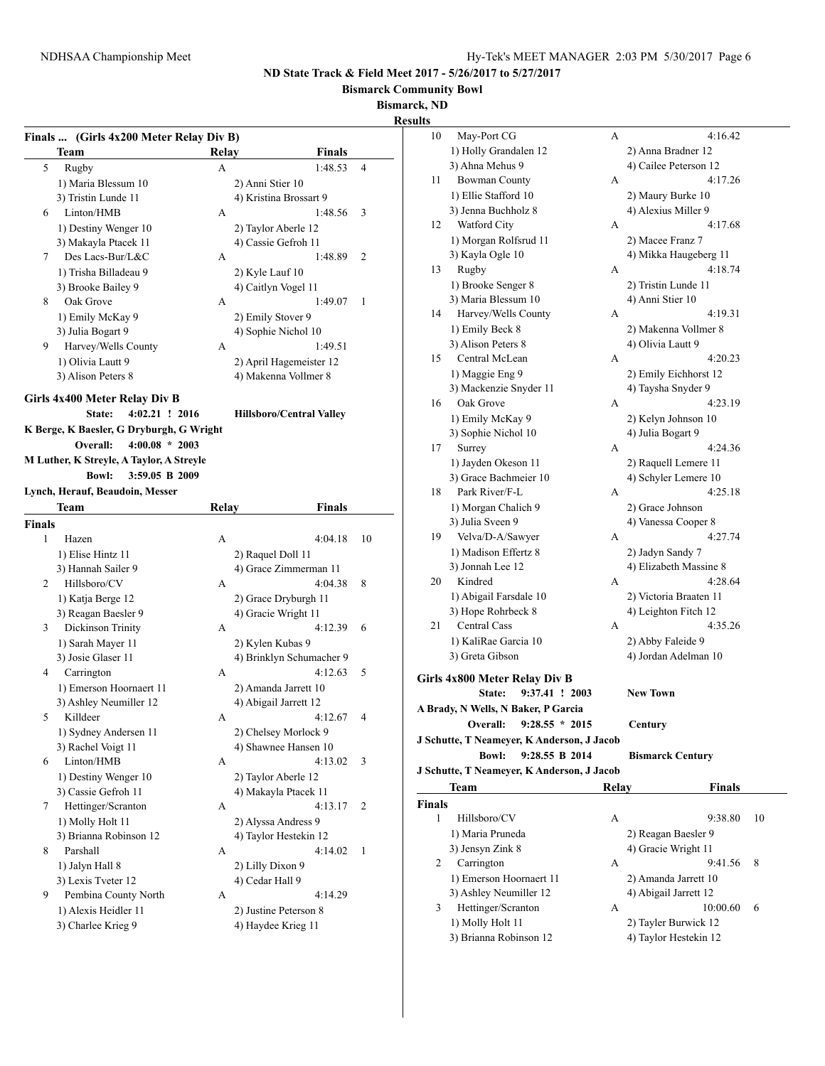## ND State Track & Field Meet 2017 - 5/26/2017 to 5/27/2017

**Bismarck Community Bowl**

**Bismarck, ND**

**Results**

### Finals ... (Girls 4x200 Meter Relay Div B)

| | Team | Relay | Finals | |
|---|---|---|---|---|
| 5 | Rugby | A | 1:48.53 | 4 |
| | 1) Maria Blessum 10 | 2) Anni Stier 10 | | |
| | 3) Tristin Lunde 11 | 4) Kristina Brossart 9 | | |
| 6 | Linton/HMB | A | 1:48.56 | 3 |
| | 1) Destiny Wenger 10 | 2) Taylor Aberle 12 | | |
| | 3) Makayla Ptacek 11 | 4) Cassie Gefroh 11 | | |
| 7 | Des Lacs-Bur/L&C | A | 1:48.89 | 2 |
| | 1) Trisha Billadeau 9 | 2) Kyle Lauf 10 | | |
| | 3) Brooke Bailey 9 | 4) Caitlyn Vogel 11 | | |
| 8 | Oak Grove | A | 1:49.07 | 1 |
| | 1) Emily McKay 9 | 2) Emily Stover 9 | | |
| | 3) Julia Bogart 9 | 4) Sophie Nichol 10 | | |
| 9 | Harvey/Wells County | A | 1:49.51 | |
| | 1) Olivia Lautt 9 | 2) April Hagemeister 12 | | |
| | 3) Alison Peters 8 | 4) Makenna Vollmer 8 | | |

### Girls 4x400 Meter Relay Div B

**State: 4:02.21 ! 2016** — **Hillsboro/Central Valley**

K Berge, K Baesler, G Dryburgh, G Wright

**Overall: 4:00.08 * 2003**

M Luther, K Streyle, A Taylor, A Streyle

**Bowl: 3:59.05 B 2009**

Lynch, Herauf, Beaudoin, Messer

| | Team | Relay | Finals | |
|---|---|---|---|---|
| **Finals** | | | | |
| 1 | Hazen | A | 4:04.18 | 10 |
| | 1) Elise Hintz 11 | 2) Raquel Doll 11 | | |
| | 3) Hannah Sailer 9 | 4) Grace Zimmerman 11 | | |
| 2 | Hillsboro/CV | A | 4:04.38 | 8 |
| | 1) Katja Berge 12 | 2) Grace Dryburgh 11 | | |
| | 3) Reagan Baesler 9 | 4) Gracie Wright 11 | | |
| 3 | Dickinson Trinity | A | 4:12.39 | 6 |
| | 1) Sarah Mayer 11 | 2) Kylen Kubas 9 | | |
| | 3) Josie Glaser 11 | 4) Brinklyn Schumacher 9 | | |
| 4 | Carrington | A | 4:12.63 | 5 |
| | 1) Emerson Hoornaert 11 | 2) Amanda Jarrett 10 | | |
| | 3) Ashley Neumiller 12 | 4) Abigail Jarrett 12 | | |
| 5 | Killdeer | A | 4:12.67 | 4 |
| | 1) Sydney Andersen 11 | 2) Chelsey Morlock 9 | | |
| | 3) Rachel Voigt 11 | 4) Shawnee Hansen 10 | | |
| 6 | Linton/HMB | A | 4:13.02 | 3 |
| | 1) Destiny Wenger 10 | 2) Taylor Aberle 12 | | |
| | 3) Cassie Gefroh 11 | 4) Makayla Ptacek 11 | | |
| 7 | Hettinger/Scranton | A | 4:13.17 | 2 |
| | 1) Molly Holt 11 | 2) Alyssa Andress 9 | | |
| | 3) Brianna Robinson 12 | 4) Taylor Hestekin 12 | | |
| 8 | Parshall | A | 4:14.02 | 1 |
| | 1) Jalyn Hall 8 | 2) Lilly Dixon 9 | | |
| | 3) Lexis Tveter 12 | 4) Cedar Hall 9 | | |
| 9 | Pembina County North | A | 4:14.29 | |
| | 1) Alexis Heidler 11 | 2) Justine Peterson 8 | | |
| | 3) Charlee Krieg 9 | 4) Haydee Krieg 11 | | |
| 10 | May-Port CG | A | 4:16.42 | |
| | 1) Holly Grandalen 12 | 2) Anna Bradner 12 | | |
| | 3) Ahna Mehus 9 | 4) Cailee Peterson 12 | | |
| 11 | Bowman County | A | 4:17.26 | |
| | 1) Ellie Stafford 10 | 2) Maury Burke 10 | | |
| | 3) Jenna Buchholz 8 | 4) Alexius Miller 9 | | |
| 12 | Watford City | A | 4:17.68 | |
| | 1) Morgan Rolfsrud 11 | 2) Macee Franz 7 | | |
| | 3) Kayla Ogle 10 | 4) Mikka Haugeberg 11 | | |
| 13 | Rugby | A | 4:18.74 | |
| | 1) Brooke Senger 8 | 2) Tristin Lunde 11 | | |
| | 3) Maria Blessum 10 | 4) Anni Stier 10 | | |
| 14 | Harvey/Wells County | A | 4:19.31 | |
| | 1) Emily Beck 8 | 2) Makenna Vollmer 8 | | |
| | 3) Alison Peters 8 | 4) Olivia Lautt 9 | | |
| 15 | Central McLean | A | 4:20.23 | |
| | 1) Maggie Eng 9 | 2) Emily Eichhorst 12 | | |
| | 3) Mackenzie Snyder 11 | 4) Taysha Snyder 9 | | |
| 16 | Oak Grove | A | 4:23.19 | |
| | 1) Emily McKay 9 | 2) Kelyn Johnson 10 | | |
| | 3) Sophie Nichol 10 | 4) Julia Bogart 9 | | |
| 17 | Surrey | A | 4:24.36 | |
| | 1) Jayden Okeson 11 | 2) Raquell Lemere 11 | | |
| | 3) Grace Bachmeier 10 | 4) Schyler Lemere 10 | | |
| 18 | Park River/F-L | A | 4:25.18 | |
| | 1) Morgan Chalich 9 | 2) Grace Johnson | | |
| | 3) Julia Sveen 9 | 4) Vanessa Cooper 8 | | |
| 19 | Velva/D-A/Sawyer | A | 4:27.74 | |
| | 1) Madison Effertz 8 | 2) Jadyn Sandy 7 | | |
| | 3) Jonnah Lee 12 | 4) Elizabeth Massine 8 | | |
| 20 | Kindred | A | 4:28.64 | |
| | 1) Abigail Farsdale 10 | 2) Victoria Braaten 11 | | |
| | 3) Hope Rohrbeck 8 | 4) Leighton Fitch 12 | | |
| 21 | Central Cass | A | 4:35.26 | |
| | 1) KaliRae Garcia 10 | 2) Abby Faleide 9 | | |
| | 3) Greta Gibson | 4) Jordan Adelman 10 | | |

### Girls 4x800 Meter Relay Div B

**State: 9:37.41 ! 2003** — **New Town**

A Brady, N Wells, N Baker, P Garcia

**Overall: 9:28.55 * 2015** — **Century**

J Schutte, T Neameyer, K Anderson, J Jacob

**Bowl: 9:28.55 B 2014** — **Bismarck Century**

J Schutte, T Neameyer, K Anderson, J Jacob

| | Team | Relay | Finals | |
|---|---|---|---|---|
| **Finals** | | | | |
| 1 | Hillsboro/CV | A | 9:38.80 | 10 |
| | 1) Maria Pruneda | 2) Reagan Baesler 9 | | |
| | 3) Jensyn Zink 8 | 4) Gracie Wright 11 | | |
| 2 | Carrington | A | 9:41.56 | 8 |
| | 1) Emerson Hoornaert 11 | 2) Amanda Jarrett 10 | | |
| | 3) Ashley Neumiller 12 | 4) Abigail Jarrett 12 | | |
| 3 | Hettinger/Scranton | A | 10:00.60 | 6 |
| | 1) Molly Holt 11 | 2) Tayler Burwick 12 | | |
| | 3) Brianna Robinson 12 | 4) Taylor Hestekin 12 | | |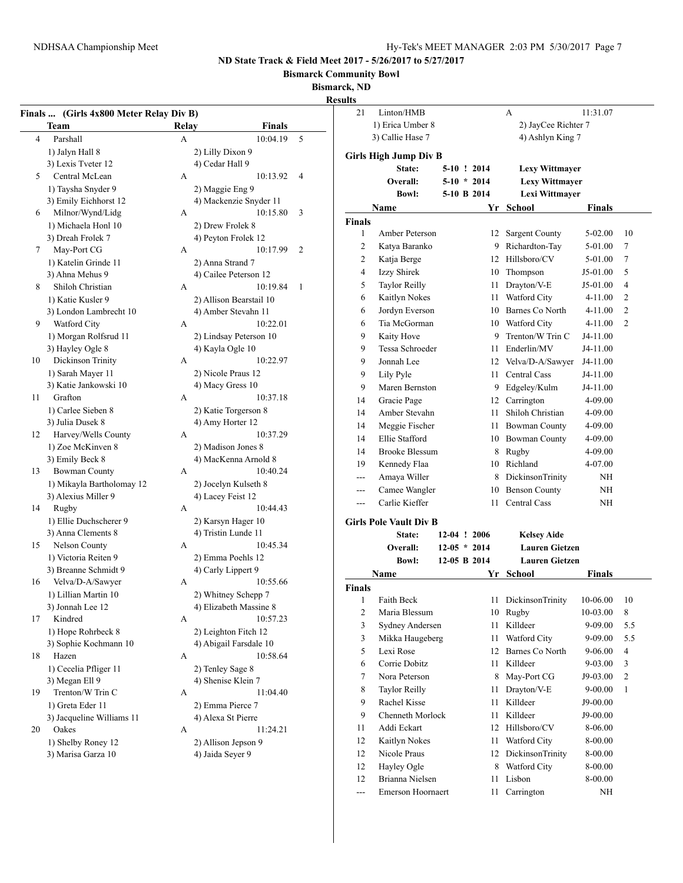ND State Track & Field Meet 2017 - 5/26/2017 to 5/27/2017

Bismarck Community Bowl

Bismarck, ND

Results

## Finals ... (Girls 4x800 Meter Relay Div B)

| | Team | Relay | Finals | |
|---|---|---|---|---|
| 4 | Parshall | A | 10:04.19 | 5 |
| | 1) Jalyn Hall 8 | 2) Lilly Dixon 9 | | |
| | 3) Lexis Tveter 12 | 4) Cedar Hall 9 | | |
| 5 | Central McLean | A | 10:13.92 | 4 |
| | 1) Taysha Snyder 9 | 2) Maggie Eng 9 | | |
| | 3) Emily Eichhorst 12 | 4) Mackenzie Snyder 11 | | |
| 6 | Milnor/Wynd/Lidg | A | 10:15.80 | 3 |
| | 1) Michaela Honl 10 | 2) Drew Frolek 8 | | |
| | 3) Dreah Frolek 7 | 4) Peyton Frolek 12 | | |
| 7 | May-Port CG | A | 10:17.99 | 2 |
| | 1) Katelin Grinde 11 | 2) Anna Strand 7 | | |
| | 3) Ahna Mehus 9 | 4) Cailee Peterson 12 | | |
| 8 | Shiloh Christian | A | 10:19.84 | 1 |
| | 1) Katie Kusler 9 | 2) Allison Bearstail 10 | | |
| | 3) London Lambrecht 10 | 4) Amber Stevahn 11 | | |
| 9 | Watford City | A | 10:22.01 | |
| | 1) Morgan Rolfsrud 11 | 2) Lindsay Peterson 10 | | |
| | 3) Hayley Ogle 8 | 4) Kayla Ogle 10 | | |
| 10 | Dickinson Trinity | A | 10:22.97 | |
| | 1) Sarah Mayer 11 | 2) Nicole Praus 12 | | |
| | 3) Katie Jankowski 10 | 4) Macy Gress 10 | | |
| 11 | Grafton | A | 10:37.18 | |
| | 1) Carlee Sieben 8 | 2) Katie Torgerson 8 | | |
| | 3) Julia Dusek 8 | 4) Amy Horter 12 | | |
| 12 | Harvey/Wells County | A | 10:37.29 | |
| | 1) Zoe McKinven 8 | 2) Madison Jones 8 | | |
| | 3) Emily Beck 8 | 4) MacKenna Arnold 8 | | |
| 13 | Bowman County | A | 10:40.24 | |
| | 1) Mikayla Bartholomay 12 | 2) Jocelyn Kulseth 8 | | |
| | 3) Alexius Miller 9 | 4) Lacey Feist 12 | | |
| 14 | Rugby | A | 10:44.43 | |
| | 1) Ellie Duchscherer 9 | 2) Karsyn Hager 10 | | |
| | 3) Anna Clements 8 | 4) Tristin Lunde 11 | | |
| 15 | Nelson County | A | 10:45.34 | |
| | 1) Victoria Reiten 9 | 2) Emma Poehls 12 | | |
| | 3) Breanne Schmidt 9 | 4) Carly Lippert 9 | | |
| 16 | Velva/D-A/Sawyer | A | 10:55.66 | |
| | 1) Lillian Martin 10 | 2) Whitney Schepp 7 | | |
| | 3) Jonnah Lee 12 | 4) Elizabeth Massine 8 | | |
| 17 | Kindred | A | 10:57.23 | |
| | 1) Hope Rohrbeck 8 | 2) Leighton Fitch 12 | | |
| | 3) Sophie Kochmann 10 | 4) Abigail Farsdale 10 | | |
| 18 | Hazen | A | 10:58.64 | |
| | 1) Cecelia Pfliger 11 | 2) Tenley Sage 8 | | |
| | 3) Megan Ell 9 | 4) Shenise Klein 7 | | |
| 19 | Trenton/W Trin C | A | 11:04.40 | |
| | 1) Greta Eder 11 | 2) Emma Pierce 7 | | |
| | 3) Jacqueline Williams 11 | 4) Alexa St Pierre | | |
| 20 | Oakes | A | 11:24.21 | |
| | 1) Shelby Roney 12 | 2) Allison Jepson 9 | | |
| | 3) Marisa Garza 10 | 4) Jaida Seyer 9 | | |
| 21 | Linton/HMB | A | 11:31.07 | |
| | 1) Erica Umber 8 | 2) JayCee Richter 7 | | |
| | 3) Callie Hase 7 | 4) Ashlyn King 7 | | |

## Girls High Jump Div B

| | | | |
|---|---|---|---|
| State: | 5-10 | ! 2014 | Lexy Wittmayer |
| Overall: | 5-10 | * 2014 | Lexy Wittmayer |
| Bowl: | 5-10 | B 2014 | Lexi Wittmayer |

**Finals**

| | Name | Yr | School | Finals | |
|---|---|---|---|---|---|
| 1 | Amber Peterson | 12 | Sargent County | 5-02.00 | 10 |
| 2 | Katya Baranko | 9 | Richardton-Tay | 5-01.00 | 7 |
| 2 | Katja Berge | 12 | Hillsboro/CV | 5-01.00 | 7 |
| 4 | Izzy Shirek | 10 | Thompson | J5-01.00 | 5 |
| 5 | Taylor Reilly | 11 | Drayton/V-E | J5-01.00 | 4 |
| 6 | Kaitlyn Nokes | 11 | Watford City | 4-11.00 | 2 |
| 6 | Jordyn Everson | 10 | Barnes Co North | 4-11.00 | 2 |
| 6 | Tia McGorman | 10 | Watford City | 4-11.00 | 2 |
| 9 | Kaity Hove | 9 | Trenton/W Trin C | J4-11.00 | |
| 9 | Tessa Schroeder | 11 | Enderlin/MV | J4-11.00 | |
| 9 | Jonnah Lee | 12 | Velva/D-A/Sawyer | J4-11.00 | |
| 9 | Lily Pyle | 11 | Central Cass | J4-11.00 | |
| 9 | Maren Bernston | 9 | Edgeley/Kulm | J4-11.00 | |
| 14 | Gracie Page | 12 | Carrington | 4-09.00 | |
| 14 | Amber Stevahn | 11 | Shiloh Christian | 4-09.00 | |
| 14 | Meggie Fischer | 11 | Bowman County | 4-09.00 | |
| 14 | Ellie Stafford | 10 | Bowman County | 4-09.00 | |
| 14 | Brooke Blessum | 8 | Rugby | 4-09.00 | |
| 19 | Kennedy Flaa | 10 | Richland | 4-07.00 | |
| --- | Amaya Willer | 8 | DickinsonTrinity | NH | |
| --- | Camee Wangler | 10 | Benson County | NH | |
| --- | Carlie Kieffer | 11 | Central Cass | NH | |

## Girls Pole Vault Div B

| | | | |
|---|---|---|---|
| State: | 12-04 | ! 2006 | Kelsey Aide |
| Overall: | 12-05 | * 2014 | Lauren Gietzen |
| Bowl: | 12-05 | B 2014 | Lauren Gietzen |

**Finals**

| | Name | Yr | School | Finals | |
|---|---|---|---|---|---|
| 1 | Faith Beck | 11 | DickinsonTrinity | 10-06.00 | 10 |
| 2 | Maria Blessum | 10 | Rugby | 10-03.00 | 8 |
| 3 | Sydney Andersen | 11 | Killdeer | 9-09.00 | 5.5 |
| 3 | Mikka Haugeberg | 11 | Watford City | 9-09.00 | 5.5 |
| 5 | Lexi Rose | 12 | Barnes Co North | 9-06.00 | 4 |
| 6 | Corrie Dobitz | 11 | Killdeer | 9-03.00 | 3 |
| 7 | Nora Peterson | 8 | May-Port CG | J9-03.00 | 2 |
| 8 | Taylor Reilly | 11 | Drayton/V-E | 9-00.00 | 1 |
| 9 | Rachel Kisse | 11 | Killdeer | J9-00.00 | |
| 9 | Chenneth Morlock | 11 | Killdeer | J9-00.00 | |
| 11 | Addi Eckart | 12 | Hillsboro/CV | 8-06.00 | |
| 12 | Kaitlyn Nokes | 11 | Watford City | 8-00.00 | |
| 12 | Nicole Praus | 12 | DickinsonTrinity | 8-00.00 | |
| 12 | Hayley Ogle | 8 | Watford City | 8-00.00 | |
| 12 | Brianna Nielsen | 11 | Lisbon | 8-00.00 | |
| --- | Emerson Hoornaert | 11 | Carrington | NH | |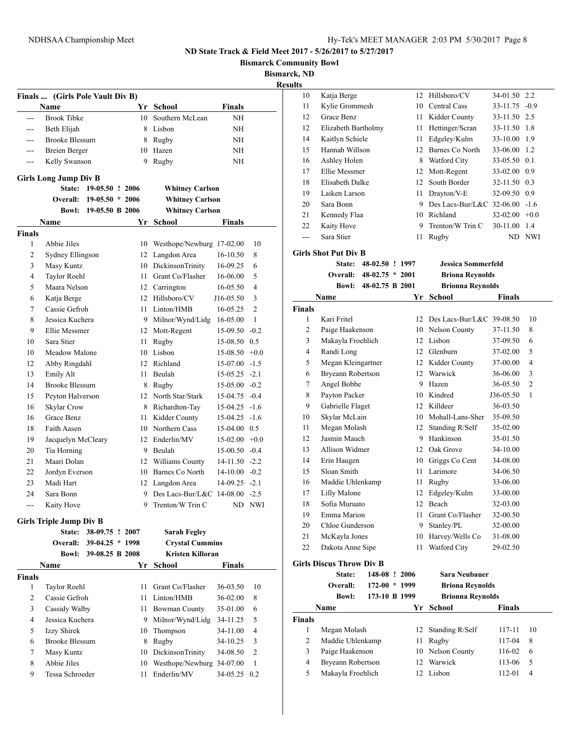ND State Track & Field Meet 2017 - 5/26/2017 to 5/27/2017

Bismarck Community Bowl

Bismarck, ND

Results

## Finals ... (Girls Pole Vault Div B)

| | Name | Yr | School | Finals |
|---|---|---|---|---|
| --- | Brook Tibke | 10 | Southern McLean | NH |
| --- | Beth Elijah | 8 | Lisbon | NH |
| --- | Brooke Blessum | 8 | Rugby | NH |
| --- | Breien Berger | 10 | Hazen | NH |
| --- | Kelly Swanson | 9 | Rugby | NH |

## Girls Long Jump Div B

State: 19-05.50 ! 2006 Whitney Carlson
Overall: 19-05.50 * 2006 Whitney Carlson
Bowl: 19-05.50 B 2006 Whitney Carlson

**Finals**

| | Name | Yr | School | Finals | |
|---|---|---|---|---|---|
| 1 | Abbie Jiles | 10 | Westhope/Newburg | 17-02.00 | 10 |
| 2 | Sydney Ellingson | 12 | Langdon Area | 16-10.50 | 8 |
| 3 | Masy Kuntz | 10 | DickinsonTrinity | 16-09.25 | 6 |
| 4 | Taylor Roehl | 11 | Grant Co/Flasher | 16-06.00 | 5 |
| 5 | Maara Nelson | 12 | Carrington | 16-05.50 | 4 |
| 6 | Katja Berge | 12 | Hillsboro/CV | J16-05.50 | 3 |
| 7 | Cassie Gefroh | 11 | Linton/HMB | 16-05.25 | 2 |
| 8 | Jessica Kuchera | 9 | Milnor/Wynd/Lidg | 16-05.00 | 1 |
| 9 | Ellie Messmer | 12 | Mott-Regent | 15-09.50 | -0.2 |
| 10 | Sara Stier | 11 | Rugby | 15-08.50 | 0.5 |
| 10 | Meadow Malone | 10 | Lisbon | 15-08.50 | +0.0 |
| 12 | Abby Ringdahl | 12 | Richland | 15-07.00 | -1.5 |
| 13 | Emily Alt | 11 | Beulah | 15-05.25 | -2.1 |
| 14 | Brooke Blessum | 8 | Rugby | 15-05.00 | -0.2 |
| 15 | Peyton Halverson | 12 | North Star/Stark | 15-04.75 | -0.4 |
| 16 | Skylar Crow | 8 | Richardton-Tay | 15-04.25 | -1.6 |
| 16 | Grace Benz | 11 | Kidder County | 15-04.25 | -1.6 |
| 18 | Faith Aasen | 10 | Northern Cass | 15-04.00 | 0.5 |
| 19 | Jacquelyn McCleary | 12 | Enderlin/MV | 15-02.00 | +0.0 |
| 20 | Tia Horning | 9 | Beulah | 15-00.50 | -0.4 |
| 21 | Maari Dolan | 12 | Williams County | 14-11.50 | -2.2 |
| 22 | Jordyn Everson | 10 | Barnes Co North | 14-10.00 | -0.2 |
| 23 | Madi Hart | 12 | Langdon Area | 14-09.25 | -2.1 |
| 24 | Sara Bonn | 9 | Des Lacs-Bur/L&C | 14-08.00 | -2.5 |
| --- | Kaity Hove | 9 | Trenton/W Trin C | ND | NWI |

## Girls Triple Jump Div B

State: 38-09.75 ! 2007 Sarah Fegley
Overall: 39-04.25 * 1998 Crystal Cummins
Bowl: 39-08.25 B 2008 Kristen Killoran

**Finals**

| | Name | Yr | School | Finals | |
|---|---|---|---|---|---|
| 1 | Taylor Roehl | 11 | Grant Co/Flasher | 36-03.50 | 10 |
| 2 | Cassie Gefroh | 11 | Linton/HMB | 36-02.00 | 8 |
| 3 | Cassidy Walby | 11 | Bowman County | 35-01.00 | 6 |
| 4 | Jessica Kuchera | 9 | Milnor/Wynd/Lidg | 34-11.25 | 5 |
| 5 | Izzy Shirek | 10 | Thompson | 34-11.00 | 4 |
| 6 | Brooke Blessum | 8 | Rugby | 34-10.25 | 3 |
| 7 | Masy Kuntz | 10 | DickinsonTrinity | 34-08.50 | 2 |
| 8 | Abbie Jiles | 10 | Westhope/Newburg | 34-07.00 | 1 |
| 9 | Tessa Schroeder | 11 | Enderlin/MV | 34-05.25 | 0.2 |
| 10 | Katja Berge | 12 | Hillsboro/CV | 34-01.50 | 2.2 |
| 11 | Kylie Grommesh | 10 | Central Cass | 33-11.75 | -0.9 |
| 12 | Grace Benz | 11 | Kidder County | 33-11.50 | 2.5 |
| 12 | Elizabeth Bartholmy | 11 | Hettinger/Scran | 33-11.50 | 1.8 |
| 14 | Kaitlyn Schiele | 11 | Edgeley/Kulm | 33-10.00 | 1.9 |
| 15 | Hannah Willson | 12 | Barnes Co North | 33-06.00 | 1.2 |
| 16 | Ashley Holen | 8 | Watford City | 33-05.50 | 0.1 |
| 17 | Ellie Messmer | 12 | Mott-Regent | 33-02.00 | 0.9 |
| 18 | Elisabeth Dalke | 12 | South Border | 32-11.50 | 0.3 |
| 19 | Laiken Larson | 11 | Drayton/V-E | 32-09.50 | 0.9 |
| 20 | Sara Bonn | 9 | Des Lacs-Bur/L&C | 32-06.00 | -1.6 |
| 21 | Kennedy Flaa | 10 | Richland | 32-02.00 | +0.0 |
| 22 | Kaity Hove | 9 | Trenton/W Trin C | 30-11.00 | 1.4 |
| --- | Sara Stier | 11 | Rugby | ND | NWI |

## Girls Shot Put Div B

State: 48-02.50 ! 1997 Jessica Sommerfeld
Overall: 48-02.75 * 2001 Briona Reynolds
Bowl: 48-02.75 B 2001 Brionna Reynolds

**Finals**

| | Name | Yr | School | Finals | |
|---|---|---|---|---|---|
| 1 | Kari Fritel | 12 | Des Lacs-Bur/L&C | 39-08.50 | 10 |
| 2 | Paige Haakenson | 10 | Nelson County | 37-11.50 | 8 |
| 3 | Makayla Froehlich | 12 | Lisbon | 37-09.50 | 6 |
| 4 | Randi Long | 12 | Glenburn | 37-02.00 | 5 |
| 5 | Megan Kleingartner | 12 | Kidder County | 37-00.00 | 4 |
| 6 | Bryeann Robertson | 12 | Warwick | 36-06.00 | 3 |
| 7 | Angel Bobbe | 9 | Hazen | 36-05.50 | 2 |
| 8 | Payton Packer | 10 | Kindred | J36-05.50 | 1 |
| 9 | Gabrielle Flaget | 12 | Killdeer | 36-03.50 | |
| 10 | Skylar McLain | 10 | Mohall-Lans-Sher | 35-09.50 | |
| 11 | Megan Molash | 12 | Standing R/Self | 35-02.00 | |
| 12 | Jasmin Mauch | 9 | Hankinson | 35-01.50 | |
| 13 | Allison Widmer | 12 | Oak Grove | 34-10.00 | |
| 14 | Erin Haugen | 10 | Griggs Co Cent | 34-08.00 | |
| 15 | Sloan Smith | 11 | Larimore | 34-06.50 | |
| 16 | Maddie Uhlenkamp | 11 | Rugby | 33-06.00 | |
| 17 | Lilly Malone | 12 | Edgeley/Kulm | 33-00.00 | |
| 18 | Sofia Muruato | 12 | Beach | 32-03.00 | |
| 19 | Emma Marion | 11 | Grant Co/Flasher | 32-00.50 | |
| 20 | Chloe Gunderson | 9 | Stanley/PL | 32-00.00 | |
| 21 | McKayla Jones | 10 | Harvey/Wells Co | 31-08.00 | |
| 22 | Dakota Anne Sipe | 11 | Watford City | 29-02.50 | |

## Girls Discus Throw Div B

State: 148-08 ! 2006 Sara Neubauer
Overall: 172-00 * 1999 Briona Reynolds
Bowl: 173-10 B 1999 Brionna Reynolds

**Finals**

| | Name | Yr | School | Finals | |
|---|---|---|---|---|---|
| 1 | Megan Molash | 12 | Standing R/Self | 117-11 | 10 |
| 2 | Maddie Uhlenkamp | 11 | Rugby | 117-04 | 8 |
| 3 | Paige Haakenson | 10 | Nelson County | 116-02 | 6 |
| 4 | Bryeann Robertson | 12 | Warwick | 113-06 | 5 |
| 5 | Makayla Froehlich | 12 | Lisbon | 112-01 | 4 |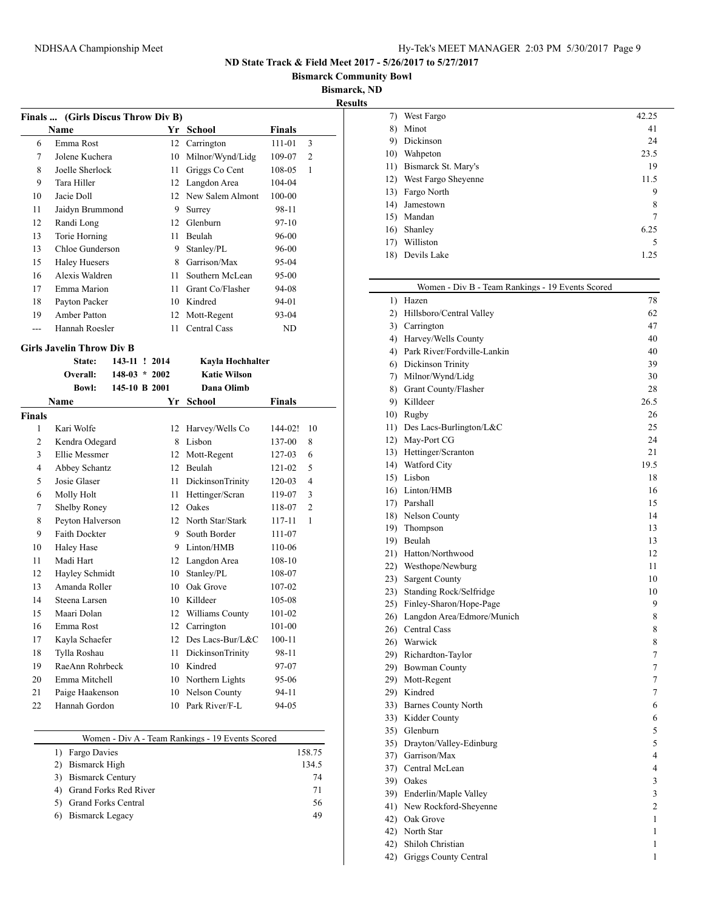# ND State Track & Field Meet 2017 - 5/26/2017 to 5/27/2017

**Bismarck Community Bowl**

**Bismarck, ND**

**Results**

## Finals ... (Girls Discus Throw Div B)

| | Name | Yr | School | Finals | |
|---|---|---|---|---|---|
| 6 | Emma Rost | 12 | Carrington | 111-01 | 3 |
| 7 | Jolene Kuchera | 10 | Milnor/Wynd/Lidg | 109-07 | 2 |
| 8 | Joelle Sherlock | 11 | Griggs Co Cent | 108-05 | 1 |
| 9 | Tara Hiller | 12 | Langdon Area | 104-04 | |
| 10 | Jacie Doll | 12 | New Salem Almont | 100-00 | |
| 11 | Jaidyn Brummond | 9 | Surrey | 98-11 | |
| 12 | Randi Long | 12 | Glenburn | 97-10 | |
| 13 | Torie Horning | 11 | Beulah | 96-00 | |
| 13 | Chloe Gunderson | 9 | Stanley/PL | 96-00 | |
| 15 | Haley Huesers | 8 | Garrison/Max | 95-04 | |
| 16 | Alexis Waldren | 11 | Southern McLean | 95-00 | |
| 17 | Emma Marion | 11 | Grant Co/Flasher | 94-08 | |
| 18 | Payton Packer | 10 | Kindred | 94-01 | |
| 19 | Amber Patton | 12 | Mott-Regent | 93-04 | |
| --- | Hannah Roesler | 11 | Central Cass | ND | |

## Girls Javelin Throw Div B

| | | | |
|---|---|---|---|
| State: | 143-11 ! | 2014 | Kayla Hochhalter |
| Overall: | 148-03 * | 2002 | Katie Wilson |
| Bowl: | 145-10 B | 2001 | Dana Olimb |

**Finals**

| | Name | Yr | School | Finals | |
|---|---|---|---|---|---|
| 1 | Kari Wolfe | 12 | Harvey/Wells Co | 144-02! | 10 |
| 2 | Kendra Odegard | 8 | Lisbon | 137-00 | 8 |
| 3 | Ellie Messmer | 12 | Mott-Regent | 127-03 | 6 |
| 4 | Abbey Schantz | 12 | Beulah | 121-02 | 5 |
| 5 | Josie Glaser | 11 | DickinsonTrinity | 120-03 | 4 |
| 6 | Molly Holt | 11 | Hettinger/Scran | 119-07 | 3 |
| 7 | Shelby Roney | 12 | Oakes | 118-07 | 2 |
| 8 | Peyton Halverson | 12 | North Star/Stark | 117-11 | 1 |
| 9 | Faith Dockter | 9 | South Border | 111-07 | |
| 10 | Haley Hase | 9 | Linton/HMB | 110-06 | |
| 11 | Madi Hart | 12 | Langdon Area | 108-10 | |
| 12 | Hayley Schmidt | 10 | Stanley/PL | 108-07 | |
| 13 | Amanda Roller | 10 | Oak Grove | 107-02 | |
| 14 | Steena Larsen | 10 | Killdeer | 105-08 | |
| 15 | Maari Dolan | 12 | Williams County | 101-02 | |
| 16 | Emma Rost | 12 | Carrington | 101-00 | |
| 17 | Kayla Schaefer | 12 | Des Lacs-Bur/L&C | 100-11 | |
| 18 | Tylla Roshau | 11 | DickinsonTrinity | 98-11 | |
| 19 | RaeAnn Rohrbeck | 10 | Kindred | 97-07 | |
| 20 | Emma Mitchell | 10 | Northern Lights | 95-06 | |
| 21 | Paige Haakenson | 10 | Nelson County | 94-11 | |
| 22 | Hannah Gordon | 10 | Park River/F-L | 94-05 | |

## Women - Div A - Team Rankings - 19 Events Scored

| Rank | Team | Points |
|---|---|---|
| 1) | Fargo Davies | 158.75 |
| 2) | Bismarck High | 134.5 |
| 3) | Bismarck Century | 74 |
| 4) | Grand Forks Red River | 71 |
| 5) | Grand Forks Central | 56 |
| 6) | Bismarck Legacy | 49 |
| 7) | West Fargo | 42.25 |
| 8) | Minot | 41 |
| 9) | Dickinson | 24 |
| 10) | Wahpeton | 23.5 |
| 11) | Bismarck St. Mary's | 19 |
| 12) | West Fargo Sheyenne | 11.5 |
| 13) | Fargo North | 9 |
| 14) | Jamestown | 8 |
| 15) | Mandan | 7 |
| 16) | Shanley | 6.25 |
| 17) | Williston | 5 |
| 18) | Devils Lake | 1.25 |

## Women - Div B - Team Rankings - 19 Events Scored

| Rank | Team | Points |
|---|---|---|
| 1) | Hazen | 78 |
| 2) | Hillsboro/Central Valley | 62 |
| 3) | Carrington | 47 |
| 4) | Harvey/Wells County | 40 |
| 4) | Park River/Fordville-Lankin | 40 |
| 6) | Dickinson Trinity | 39 |
| 7) | Milnor/Wynd/Lidg | 30 |
| 8) | Grant County/Flasher | 28 |
| 9) | Killdeer | 26.5 |
| 10) | Rugby | 26 |
| 11) | Des Lacs-Burlington/L&C | 25 |
| 12) | May-Port CG | 24 |
| 13) | Hettinger/Scranton | 21 |
| 14) | Watford City | 19.5 |
| 15) | Lisbon | 18 |
| 16) | Linton/HMB | 16 |
| 17) | Parshall | 15 |
| 18) | Nelson County | 14 |
| 19) | Thompson | 13 |
| 19) | Beulah | 13 |
| 21) | Hatton/Northwood | 12 |
| 22) | Westhope/Newburg | 11 |
| 23) | Sargent County | 10 |
| 23) | Standing Rock/Selfridge | 10 |
| 25) | Finley-Sharon/Hope-Page | 9 |
| 26) | Langdon Area/Edmore/Munich | 8 |
| 26) | Central Cass | 8 |
| 26) | Warwick | 8 |
| 29) | Richardton-Taylor | 7 |
| 29) | Bowman County | 7 |
| 29) | Mott-Regent | 7 |
| 29) | Kindred | 7 |
| 33) | Barnes County North | 6 |
| 33) | Kidder County | 6 |
| 35) | Glenburn | 5 |
| 35) | Drayton/Valley-Edinburg | 5 |
| 37) | Garrison/Max | 4 |
| 37) | Central McLean | 4 |
| 39) | Oakes | 3 |
| 39) | Enderlin/Maple Valley | 3 |
| 41) | New Rockford-Sheyenne | 2 |
| 42) | Oak Grove | 1 |
| 42) | North Star | 1 |
| 42) | Shiloh Christian | 1 |
| 42) | Griggs County Central | 1 |